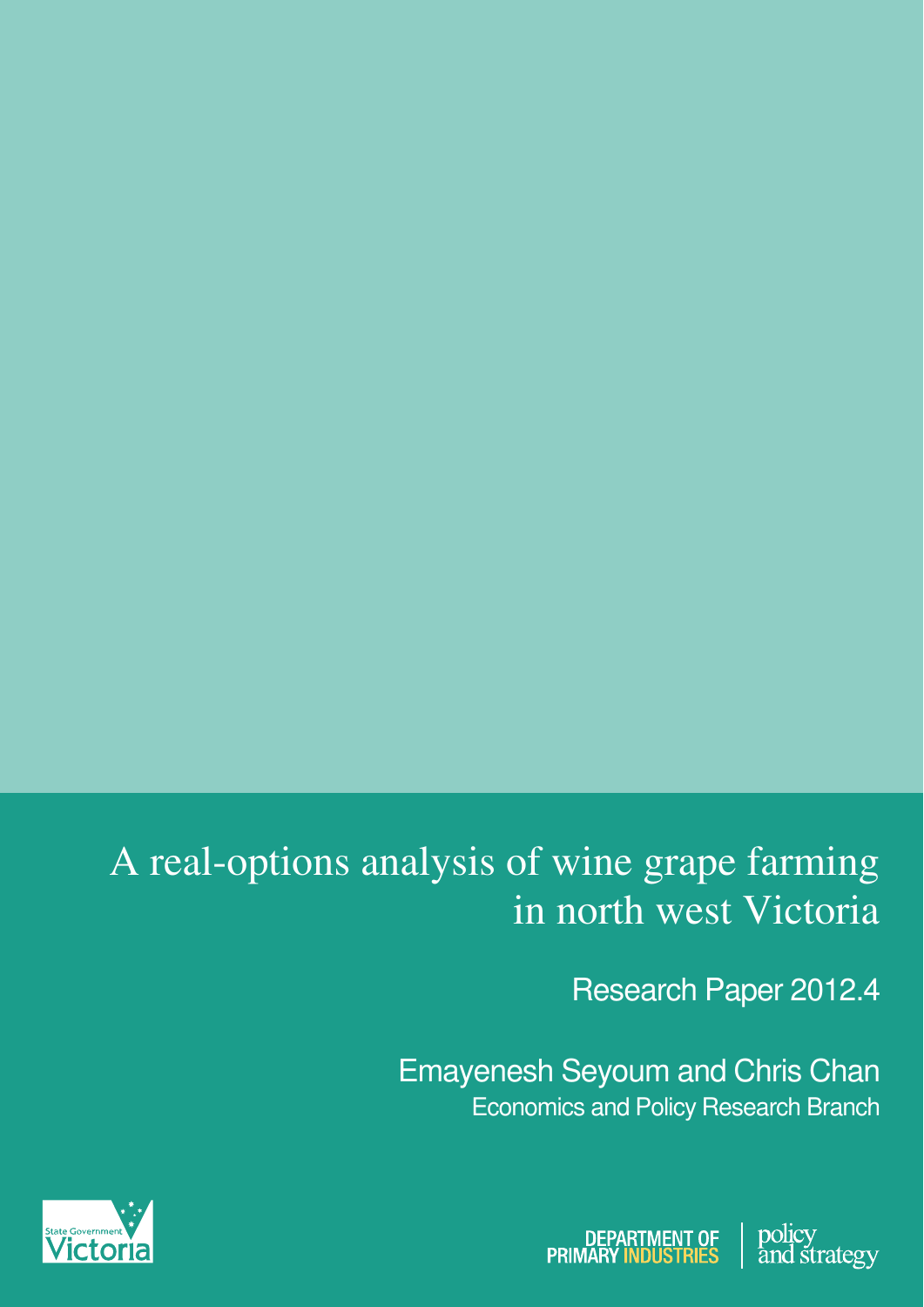# A real-options analysis of wine grape farming in north west Victoria

Research Paper 2012.4

Emayenesh Seyoum and Chris Chan

Economics and Policy Research Branch

State Government Victoria

DEPARTMENT OF PRIMARY INDUSTRIES

policy and strategy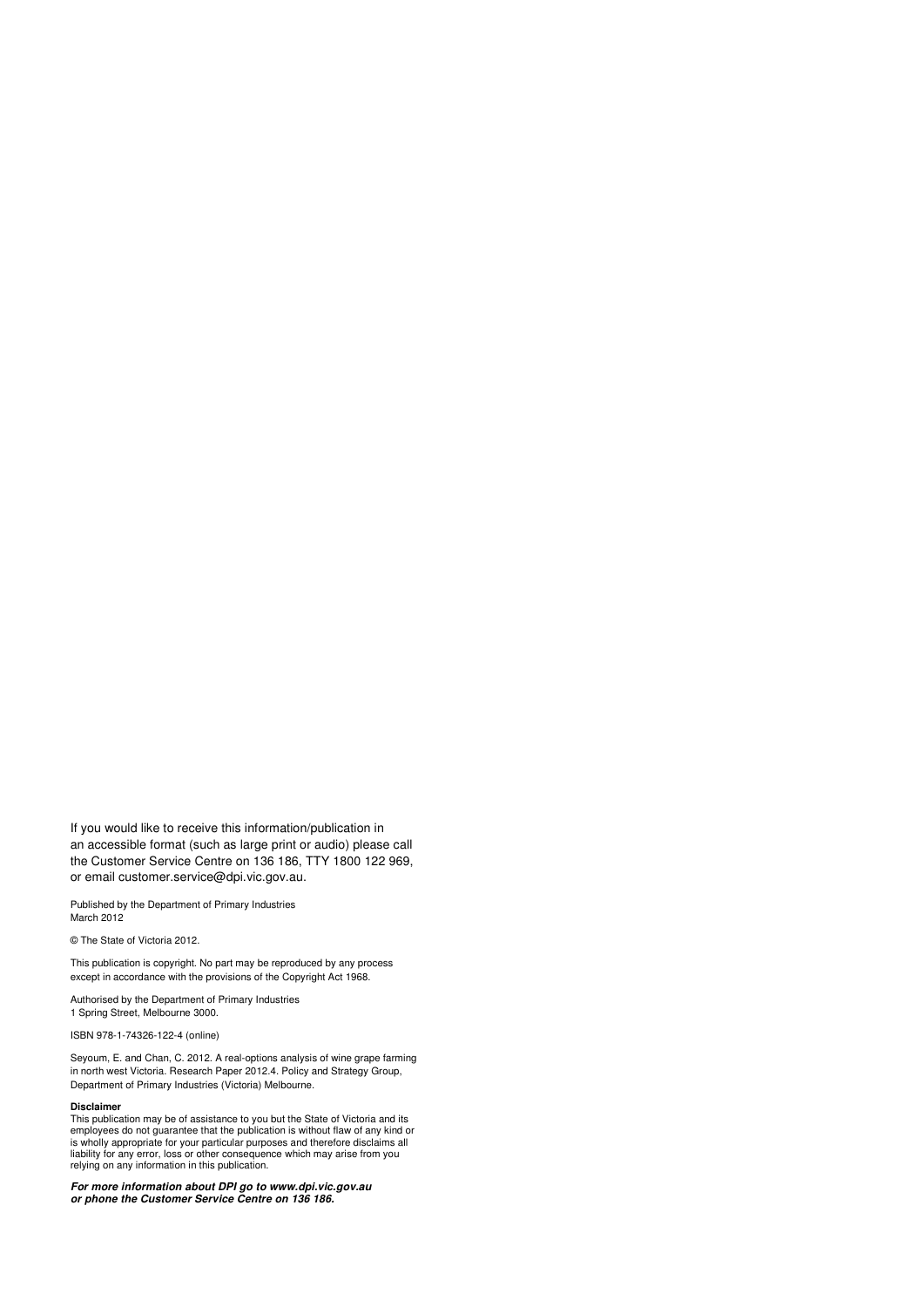If you would like to receive this information/publication in an accessible format (such as large print or audio) please call the Customer Service Centre on 136 186, TTY 1800 122 969, or email customer.service@dpi.vic.gov.au.

Published by the Department of Primary Industries
March 2012

© The State of Victoria 2012.

This publication is copyright. No part may be reproduced by any process except in accordance with the provisions of the Copyright Act 1968.

Authorised by the Department of Primary Industries
1 Spring Street, Melbourne 3000.

ISBN 978-1-74326-122-4 (online)

Seyoum, E. and Chan, C. 2012. A real-options analysis of wine grape farming in north west Victoria. Research Paper 2012.4. Policy and Strategy Group, Department of Primary Industries (Victoria) Melbourne.

**Disclaimer**
This publication may be of assistance to you but the State of Victoria and its employees do not guarantee that the publication is without flaw of any kind or is wholly appropriate for your particular purposes and therefore disclaims all liability for any error, loss or other consequence which may arise from you relying on any information in this publication.

***For more information about DPI go to www.dpi.vic.gov.au or phone the Customer Service Centre on 136 186.***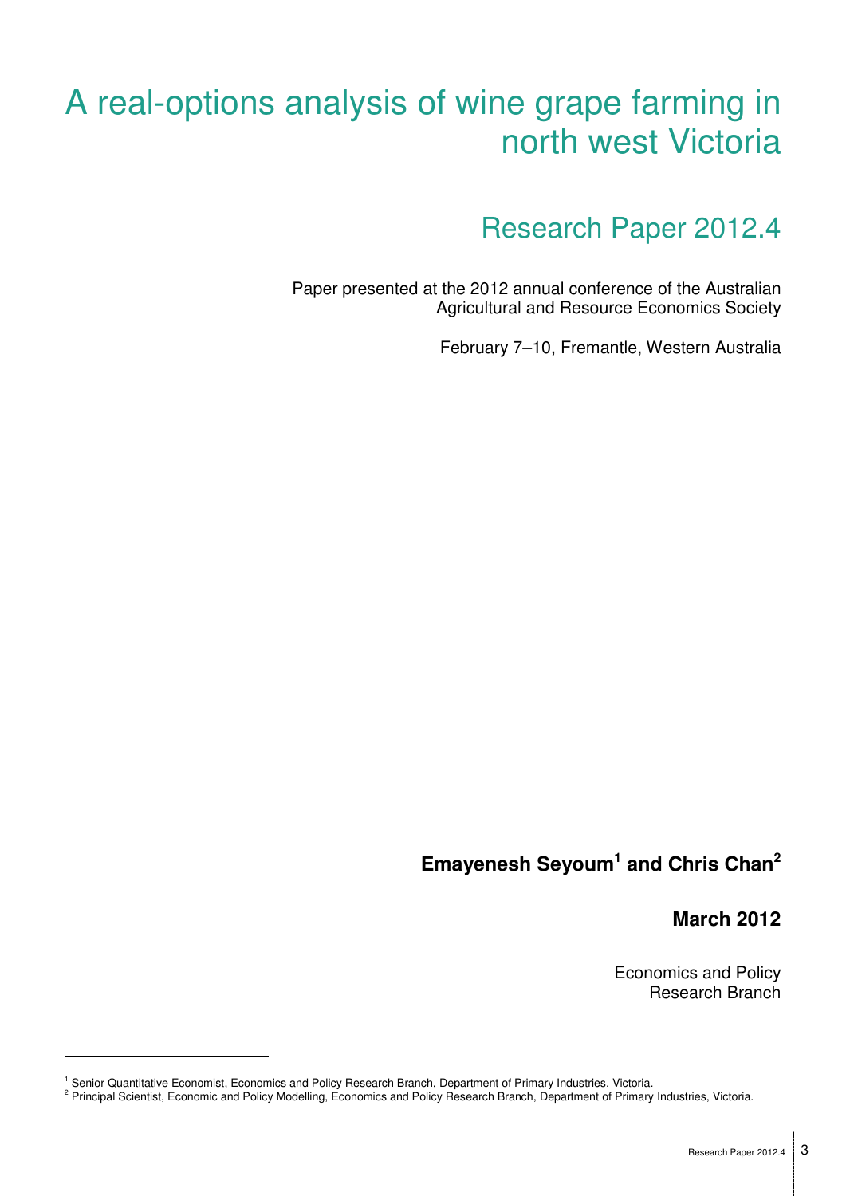# A real-options analysis of wine grape farming in north west Victoria

## Research Paper 2012.4

Paper presented at the 2012 annual conference of the Australian Agricultural and Resource Economics Society

February 7–10, Fremantle, Western Australia

**Emayenesh Seyoum[1] and Chris Chan[2]**

**March 2012**

Economics and Policy Research Branch

---

[1] Senior Quantitative Economist, Economics and Policy Research Branch, Department of Primary Industries, Victoria.

[2] Principal Scientist, Economic and Policy Modelling, Economics and Policy Research Branch, Department of Primary Industries, Victoria.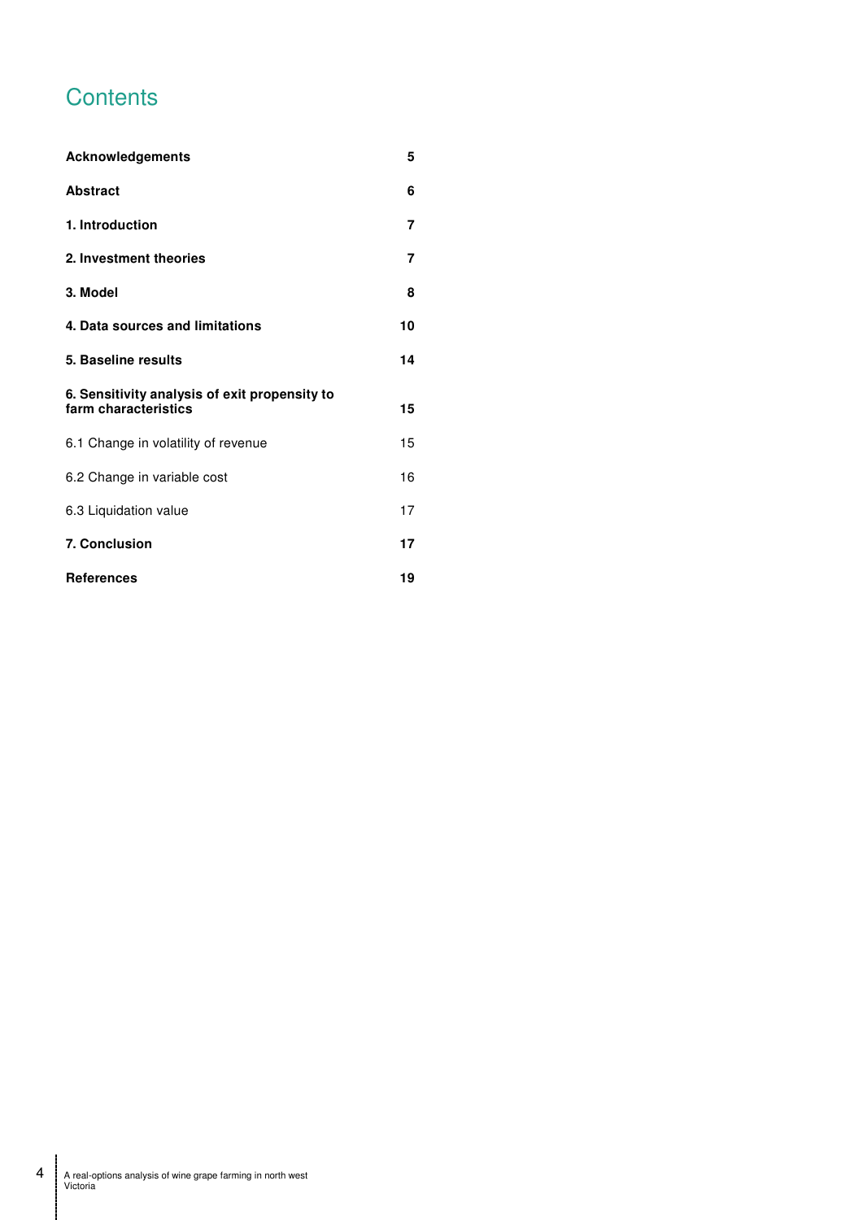# Contents

| | |
|---|---|
| **Acknowledgements** | **5** |
| **Abstract** | **6** |
| **1. Introduction** | **7** |
| **2. Investment theories** | **7** |
| **3. Model** | **8** |
| **4. Data sources and limitations** | **10** |
| **5. Baseline results** | **14** |
| **6. Sensitivity analysis of exit propensity to farm characteristics** | **15** |
| 6.1 Change in volatility of revenue | 15 |
| 6.2 Change in variable cost | 16 |
| 6.3 Liquidation value | 17 |
| **7. Conclusion** | **17** |
| **References** | **19** |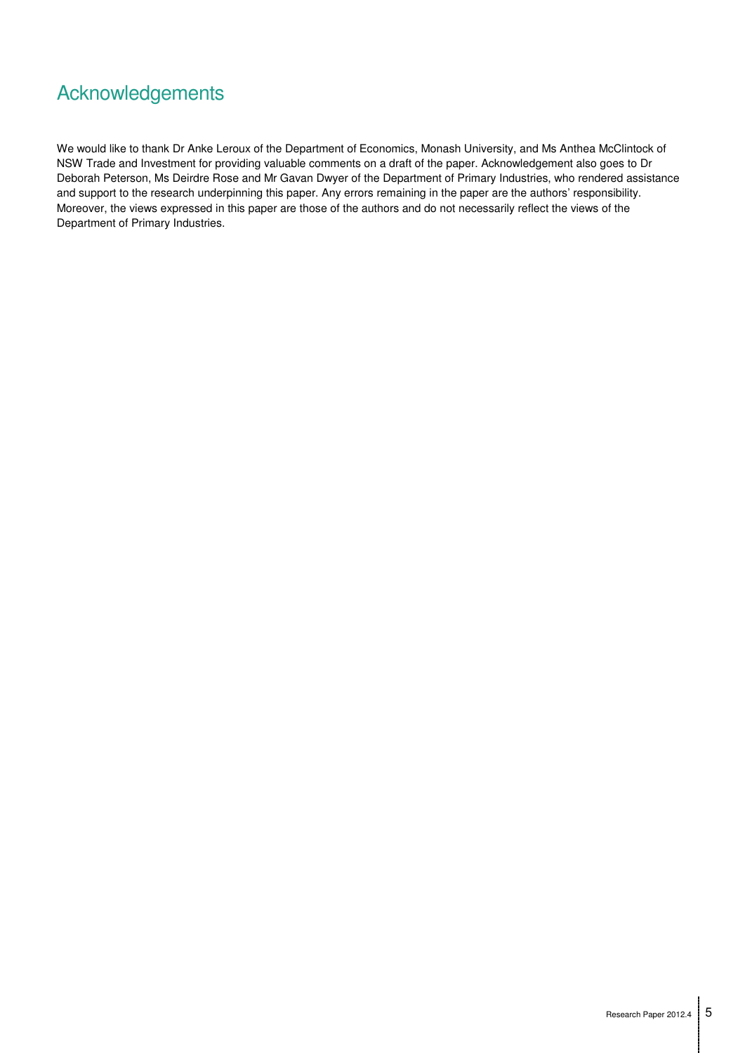# Acknowledgements

We would like to thank Dr Anke Leroux of the Department of Economics, Monash University, and Ms Anthea McClintock of NSW Trade and Investment for providing valuable comments on a draft of the paper. Acknowledgement also goes to Dr Deborah Peterson, Ms Deirdre Rose and Mr Gavan Dwyer of the Department of Primary Industries, who rendered assistance and support to the research underpinning this paper. Any errors remaining in the paper are the authors' responsibility. Moreover, the views expressed in this paper are those of the authors and do not necessarily reflect the views of the Department of Primary Industries.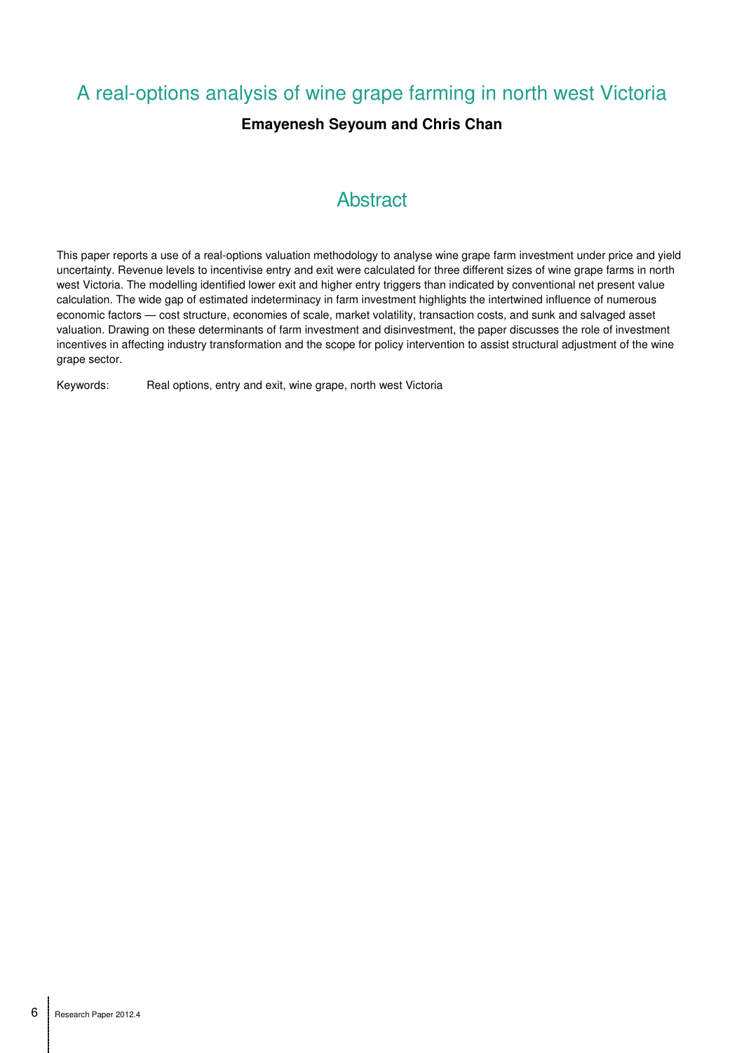# A real-options analysis of wine grape farming in north west Victoria

**Emayenesh Seyoum and Chris Chan**

## Abstract

This paper reports a use of a real-options valuation methodology to analyse wine grape farm investment under price and yield uncertainty. Revenue levels to incentivise entry and exit were calculated for three different sizes of wine grape farms in north west Victoria. The modelling identified lower exit and higher entry triggers than indicated by conventional net present value calculation. The wide gap of estimated indeterminacy in farm investment highlights the intertwined influence of numerous economic factors — cost structure, economies of scale, market volatility, transaction costs, and sunk and salvaged asset valuation. Drawing on these determinants of farm investment and disinvestment, the paper discusses the role of investment incentives in affecting industry transformation and the scope for policy intervention to assist structural adjustment of the wine grape sector.

Keywords: Real options, entry and exit, wine grape, north west Victoria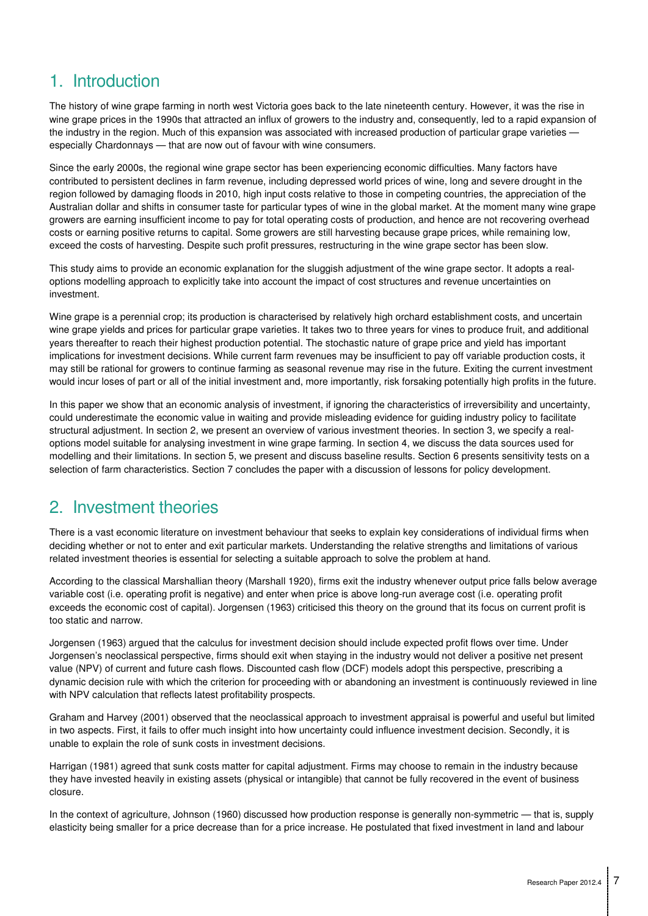# 1. Introduction

The history of wine grape farming in north west Victoria goes back to the late nineteenth century. However, it was the rise in wine grape prices in the 1990s that attracted an influx of growers to the industry and, consequently, led to a rapid expansion of the industry in the region. Much of this expansion was associated with increased production of particular grape varieties — especially Chardonnays — that are now out of favour with wine consumers.

Since the early 2000s, the regional wine grape sector has been experiencing economic difficulties. Many factors have contributed to persistent declines in farm revenue, including depressed world prices of wine, long and severe drought in the region followed by damaging floods in 2010, high input costs relative to those in competing countries, the appreciation of the Australian dollar and shifts in consumer taste for particular types of wine in the global market. At the moment many wine grape growers are earning insufficient income to pay for total operating costs of production, and hence are not recovering overhead costs or earning positive returns to capital. Some growers are still harvesting because grape prices, while remaining low, exceed the costs of harvesting. Despite such profit pressures, restructuring in the wine grape sector has been slow.

This study aims to provide an economic explanation for the sluggish adjustment of the wine grape sector. It adopts a real-options modelling approach to explicitly take into account the impact of cost structures and revenue uncertainties on investment.

Wine grape is a perennial crop; its production is characterised by relatively high orchard establishment costs, and uncertain wine grape yields and prices for particular grape varieties. It takes two to three years for vines to produce fruit, and additional years thereafter to reach their highest production potential. The stochastic nature of grape price and yield has important implications for investment decisions. While current farm revenues may be insufficient to pay off variable production costs, it may still be rational for growers to continue farming as seasonal revenue may rise in the future. Exiting the current investment would incur loses of part or all of the initial investment and, more importantly, risk forsaking potentially high profits in the future.

In this paper we show that an economic analysis of investment, if ignoring the characteristics of irreversibility and uncertainty, could underestimate the economic value in waiting and provide misleading evidence for guiding industry policy to facilitate structural adjustment. In section 2, we present an overview of various investment theories. In section 3, we specify a real-options model suitable for analysing investment in wine grape farming. In section 4, we discuss the data sources used for modelling and their limitations. In section 5, we present and discuss baseline results. Section 6 presents sensitivity tests on a selection of farm characteristics. Section 7 concludes the paper with a discussion of lessons for policy development.

# 2. Investment theories

There is a vast economic literature on investment behaviour that seeks to explain key considerations of individual firms when deciding whether or not to enter and exit particular markets. Understanding the relative strengths and limitations of various related investment theories is essential for selecting a suitable approach to solve the problem at hand.

According to the classical Marshallian theory (Marshall 1920), firms exit the industry whenever output price falls below average variable cost (i.e. operating profit is negative) and enter when price is above long-run average cost (i.e. operating profit exceeds the economic cost of capital). Jorgensen (1963) criticised this theory on the ground that its focus on current profit is too static and narrow.

Jorgensen (1963) argued that the calculus for investment decision should include expected profit flows over time. Under Jorgensen's neoclassical perspective, firms should exit when staying in the industry would not deliver a positive net present value (NPV) of current and future cash flows. Discounted cash flow (DCF) models adopt this perspective, prescribing a dynamic decision rule with which the criterion for proceeding with or abandoning an investment is continuously reviewed in line with NPV calculation that reflects latest profitability prospects.

Graham and Harvey (2001) observed that the neoclassical approach to investment appraisal is powerful and useful but limited in two aspects. First, it fails to offer much insight into how uncertainty could influence investment decision. Secondly, it is unable to explain the role of sunk costs in investment decisions.

Harrigan (1981) agreed that sunk costs matter for capital adjustment. Firms may choose to remain in the industry because they have invested heavily in existing assets (physical or intangible) that cannot be fully recovered in the event of business closure.

In the context of agriculture, Johnson (1960) discussed how production response is generally non-symmetric — that is, supply elasticity being smaller for a price decrease than for a price increase. He postulated that fixed investment in land and labour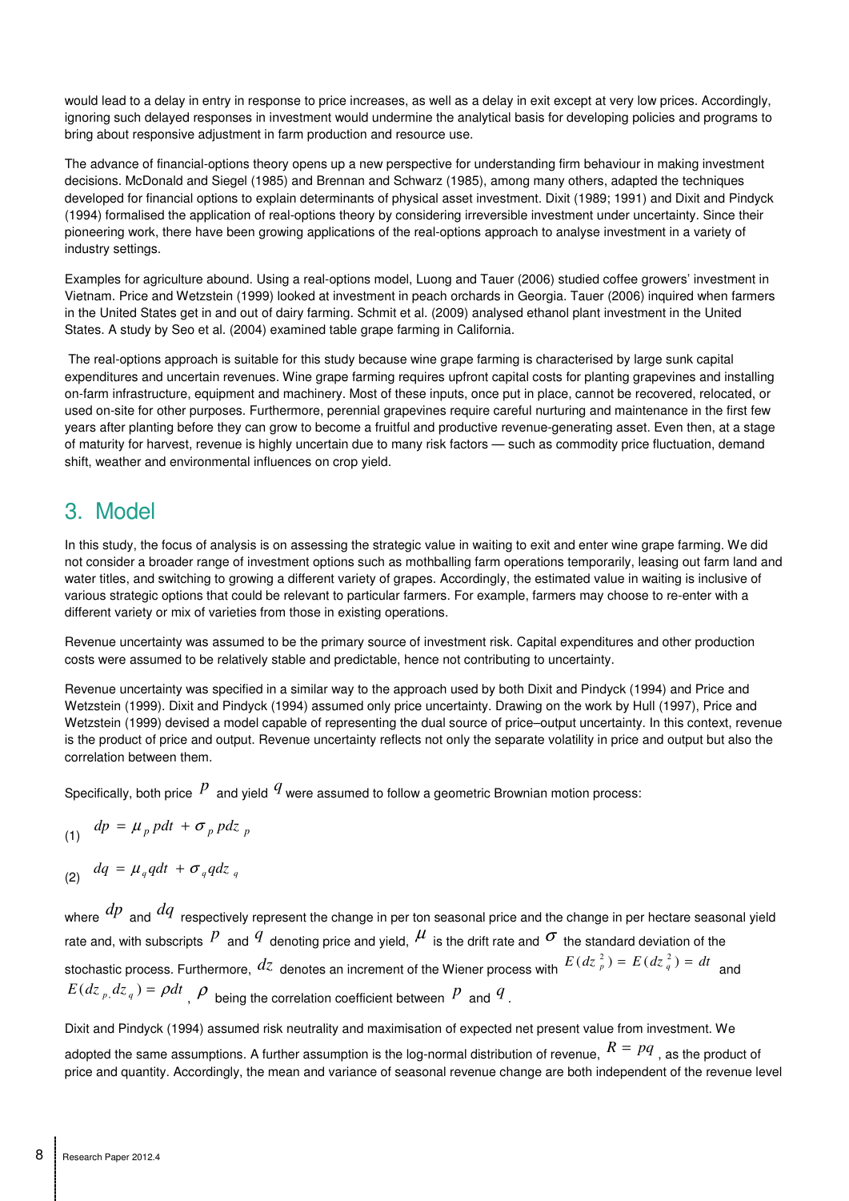would lead to a delay in entry in response to price increases, as well as a delay in exit except at very low prices. Accordingly, ignoring such delayed responses in investment would undermine the analytical basis for developing policies and programs to bring about responsive adjustment in farm production and resource use.

The advance of financial-options theory opens up a new perspective for understanding firm behaviour in making investment decisions. McDonald and Siegel (1985) and Brennan and Schwarz (1985), among many others, adapted the techniques developed for financial options to explain determinants of physical asset investment. Dixit (1989; 1991) and Dixit and Pindyck (1994) formalised the application of real-options theory by considering irreversible investment under uncertainty. Since their pioneering work, there have been growing applications of the real-options approach to analyse investment in a variety of industry settings.

Examples for agriculture abound. Using a real-options model, Luong and Tauer (2006) studied coffee growers' investment in Vietnam. Price and Wetzstein (1999) looked at investment in peach orchards in Georgia. Tauer (2006) inquired when farmers in the United States get in and out of dairy farming. Schmit et al. (2009) analysed ethanol plant investment in the United States. A study by Seo et al. (2004) examined table grape farming in California.

The real-options approach is suitable for this study because wine grape farming is characterised by large sunk capital expenditures and uncertain revenues. Wine grape farming requires upfront capital costs for planting grapevines and installing on-farm infrastructure, equipment and machinery. Most of these inputs, once put in place, cannot be recovered, relocated, or used on-site for other purposes. Furthermore, perennial grapevines require careful nurturing and maintenance in the first few years after planting before they can grow to become a fruitful and productive revenue-generating asset. Even then, at a stage of maturity for harvest, revenue is highly uncertain due to many risk factors — such as commodity price fluctuation, demand shift, weather and environmental influences on crop yield.

# 3. Model

In this study, the focus of analysis is on assessing the strategic value in waiting to exit and enter wine grape farming. We did not consider a broader range of investment options such as mothballing farm operations temporarily, leasing out farm land and water titles, and switching to growing a different variety of grapes. Accordingly, the estimated value in waiting is inclusive of various strategic options that could be relevant to particular farmers. For example, farmers may choose to re-enter with a different variety or mix of varieties from those in existing operations.

Revenue uncertainty was assumed to be the primary source of investment risk. Capital expenditures and other production costs were assumed to be relatively stable and predictable, hence not contributing to uncertainty.

Revenue uncertainty was specified in a similar way to the approach used by both Dixit and Pindyck (1994) and Price and Wetzstein (1999). Dixit and Pindyck (1994) assumed only price uncertainty. Drawing on the work by Hull (1997), Price and Wetzstein (1999) devised a model capable of representing the dual source of price–output uncertainty. In this context, revenue is the product of price and output. Revenue uncertainty reflects not only the separate volatility in price and output but also the correlation between them.

Specifically, both price $p$ and yield $q$ were assumed to follow a geometric Brownian motion process:

$$dp = \mu_p p dt + \sigma_p p dz_p \quad (1)$$

$$dq = \mu_q q dt + \sigma_q q dz_q \quad (2)$$

where $dp$ and $dq$ respectively represent the change in per ton seasonal price and the change in per hectare seasonal yield rate and, with subscripts $p$ and $q$ denoting price and yield, $\mu$ is the drift rate and $\sigma$ the standard deviation of the stochastic process. Furthermore, $dz$ denotes an increment of the Wiener process with $E(dz_p^2) = E(dz_q^2) = dt$ and $E(dz_p, dz_q) = \rho dt$, $\rho$ being the correlation coefficient between $p$ and $q$.

Dixit and Pindyck (1994) assumed risk neutrality and maximisation of expected net present value from investment. We adopted the same assumptions. A further assumption is the log-normal distribution of revenue, $R = pq$, as the product of price and quantity. Accordingly, the mean and variance of seasonal revenue change are both independent of the revenue level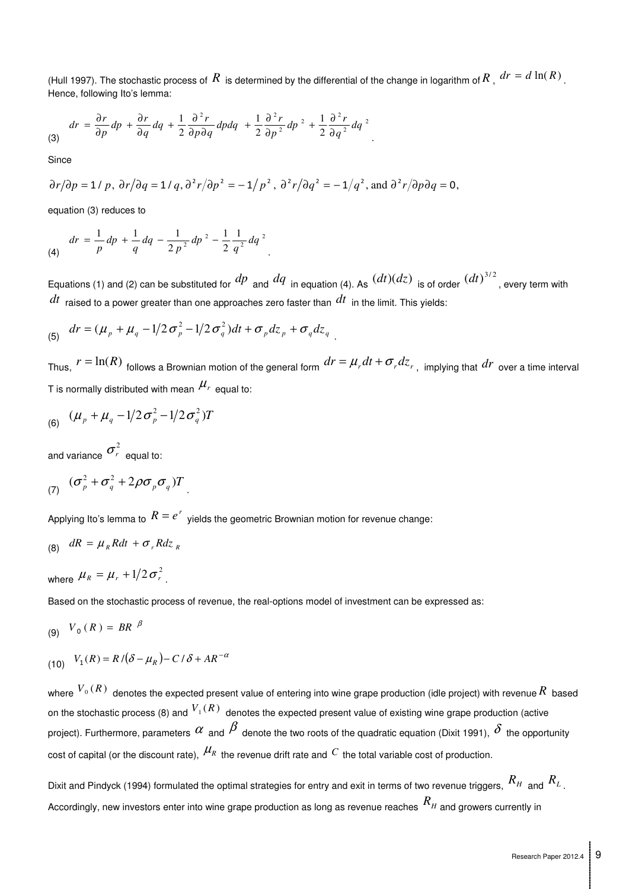(Hull 1997). The stochastic process of $R$ is determined by the differential of the change in logarithm of $R$, $dr = d\ln(R)$. Hence, following Ito's lemma:

$$dr = \frac{\partial r}{\partial p}dp + \frac{\partial r}{\partial q}dq + \frac{1}{2}\frac{\partial^2 r}{\partial p \partial q}dpdq + \frac{1}{2}\frac{\partial^2 r}{\partial p^2}dp^2 + \frac{1}{2}\frac{\partial^2 r}{\partial q^2}dq^2 \quad (3)$$

Since

$\partial r/\partial p = 1/p$, $\partial r/\partial q = 1/q$, $\partial^2 r/\partial p^2 = -1/p^2$, $\partial^2 r/\partial q^2 = -1/q^2$, and $\partial^2 r/\partial p \partial q = 0$,

equation (3) reduces to

$$dr = \frac{1}{p}dp + \frac{1}{q}dq - \frac{1}{2p^2}dp^2 - \frac{1}{2}\frac{1}{q^2}dq^2 \quad (4)$$

Equations (1) and (2) can be substituted for $dp$ and $dq$ in equation (4). As $(dt)(dz)$ is of order $(dt)^{3/2}$, every term with $dt$ raised to a power greater than one approaches zero faster than $dt$ in the limit. This yields:

$$dr = (\mu_p + \mu_q - 1/2\sigma_p^2 - 1/2\sigma_q^2)dt + \sigma_p dz_p + \sigma_q dz_q \quad (5)$$

Thus, $r = \ln(R)$ follows a Brownian motion of the general form $dr = \mu_r dt + \sigma_r dz_r$, implying that $dr$ over a time interval T is normally distributed with mean $\mu_r$ equal to:

$$(\mu_p + \mu_q - 1/2\sigma_p^2 - 1/2\sigma_q^2)T \quad (6)$$

and variance $\sigma_r^2$ equal to:

$$(\sigma_p^2 + \sigma_q^2 + 2\rho\sigma_p\sigma_q)T \quad (7)$$

Applying Ito's lemma to $R = e^r$ yields the geometric Brownian motion for revenue change:

$$dR = \mu_R R dt + \sigma_r R dz_R \quad (8)$$

where $\mu_R = \mu_r + 1/2\sigma_r^2$.

Based on the stochastic process of revenue, the real-options model of investment can be expressed as:

$$V_0(R) = BR^{\beta} \quad (9)$$

$$V_1(R) = R/(\delta - \mu_R) - C/\delta + AR^{-\alpha} \quad (10)$$

where $V_0(R)$ denotes the expected present value of entering into wine grape production (idle project) with revenue $R$ based on the stochastic process (8) and $V_1(R)$ denotes the expected present value of existing wine grape production (active project). Furthermore, parameters $\alpha$ and $\beta$ denote the two roots of the quadratic equation (Dixit 1991), $\delta$ the opportunity cost of capital (or the discount rate), $\mu_R$ the revenue drift rate and $C$ the total variable cost of production.

Dixit and Pindyck (1994) formulated the optimal strategies for entry and exit in terms of two revenue triggers, $R_H$ and $R_L$. Accordingly, new investors enter into wine grape production as long as revenue reaches $R_H$ and growers currently in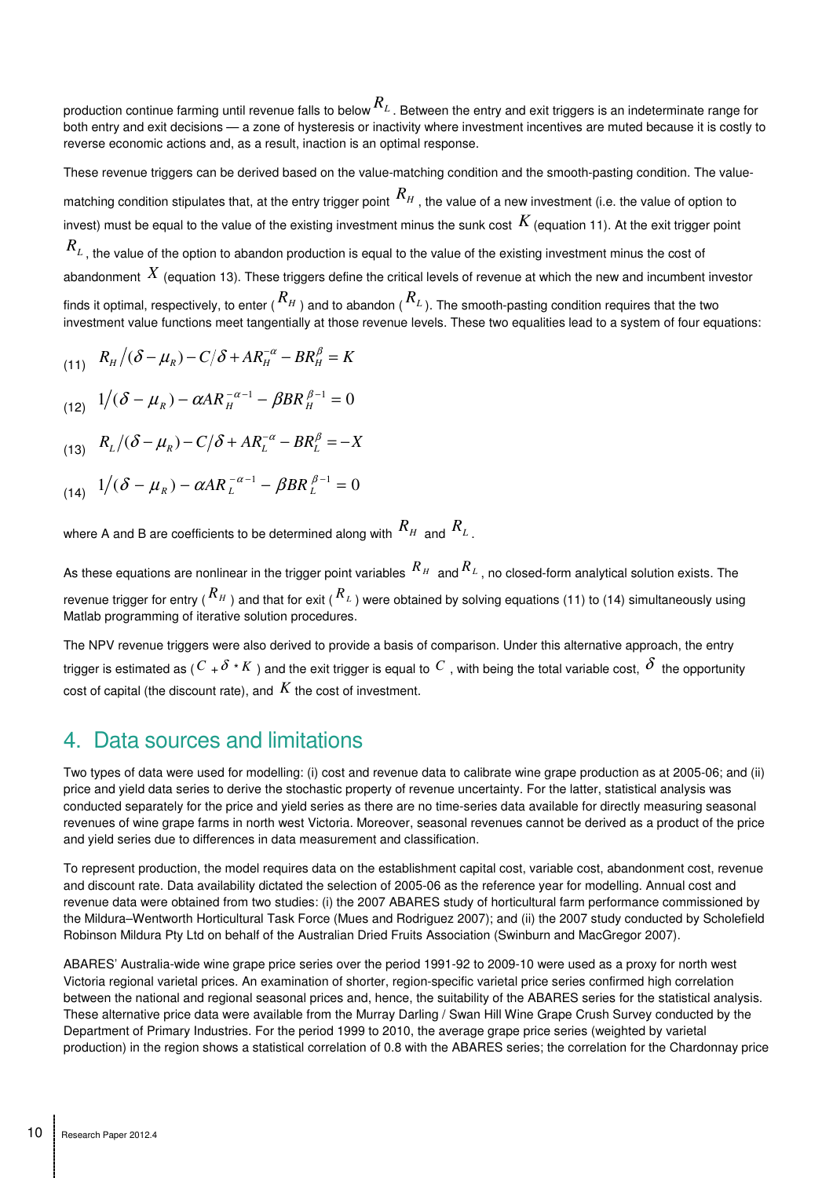production continue farming until revenue falls to below $R_L$. Between the entry and exit triggers is an indeterminate range for both entry and exit decisions — a zone of hysteresis or inactivity where investment incentives are muted because it is costly to reverse economic actions and, as a result, inaction is an optimal response.

These revenue triggers can be derived based on the value-matching condition and the smooth-pasting condition. The value-matching condition stipulates that, at the entry trigger point $R_H$, the value of a new investment (i.e. the value of option to invest) must be equal to the value of the existing investment minus the sunk cost $K$ (equation 11). At the exit trigger point $R_L$, the value of the option to abandon production is equal to the value of the existing investment minus the cost of abandonment $X$ (equation 13). These triggers define the critical levels of revenue at which the new and incumbent investor finds it optimal, respectively, to enter ($R_H$) and to abandon ($R_L$). The smooth-pasting condition requires that the two investment value functions meet tangentially at those revenue levels. These two equalities lead to a system of four equations:

$$R_H/(\delta - \mu_R) - C/\delta + AR_H^{-\alpha} - BR_H^{\beta} = K \tag{11}$$

$$1/(\delta - \mu_R) - \alpha AR_H^{-\alpha-1} - \beta BR_H^{\beta-1} = 0 \tag{12}$$

$$R_L/(\delta - \mu_R) - C/\delta + AR_L^{-\alpha} - BR_L^{\beta} = -X \tag{13}$$

$$1/(\delta - \mu_R) - \alpha AR_L^{-\alpha-1} - \beta BR_L^{\beta-1} = 0 \tag{14}$$

where A and B are coefficients to be determined along with $R_H$ and $R_L$.

As these equations are nonlinear in the trigger point variables $R_H$ and $R_L$, no closed-form analytical solution exists. The revenue trigger for entry ($R_H$) and that for exit ($R_L$) were obtained by solving equations (11) to (14) simultaneously using Matlab programming of iterative solution procedures.

The NPV revenue triggers were also derived to provide a basis of comparison. Under this alternative approach, the entry trigger is estimated as ($C + \delta * K$) and the exit trigger is equal to $C$, with being the total variable cost, $\delta$ the opportunity cost of capital (the discount rate), and $K$ the cost of investment.

## 4. Data sources and limitations

Two types of data were used for modelling: (i) cost and revenue data to calibrate wine grape production as at 2005-06; and (ii) price and yield data series to derive the stochastic property of revenue uncertainty. For the latter, statistical analysis was conducted separately for the price and yield series as there are no time-series data available for directly measuring seasonal revenues of wine grape farms in north west Victoria. Moreover, seasonal revenues cannot be derived as a product of the price and yield series due to differences in data measurement and classification.

To represent production, the model requires data on the establishment capital cost, variable cost, abandonment cost, revenue and discount rate. Data availability dictated the selection of 2005-06 as the reference year for modelling. Annual cost and revenue data were obtained from two studies: (i) the 2007 ABARES study of horticultural farm performance commissioned by the Mildura–Wentworth Horticultural Task Force (Mues and Rodriguez 2007); and (ii) the 2007 study conducted by Scholefield Robinson Mildura Pty Ltd on behalf of the Australian Dried Fruits Association (Swinburn and MacGregor 2007).

ABARES' Australia-wide wine grape price series over the period 1991-92 to 2009-10 were used as a proxy for north west Victoria regional varietal prices. An examination of shorter, region-specific varietal price series confirmed high correlation between the national and regional seasonal prices and, hence, the suitability of the ABARES series for the statistical analysis. These alternative price data were available from the Murray Darling / Swan Hill Wine Grape Crush Survey conducted by the Department of Primary Industries. For the period 1999 to 2010, the average grape price series (weighted by varietal production) in the region shows a statistical correlation of 0.8 with the ABARES series; the correlation for the Chardonnay price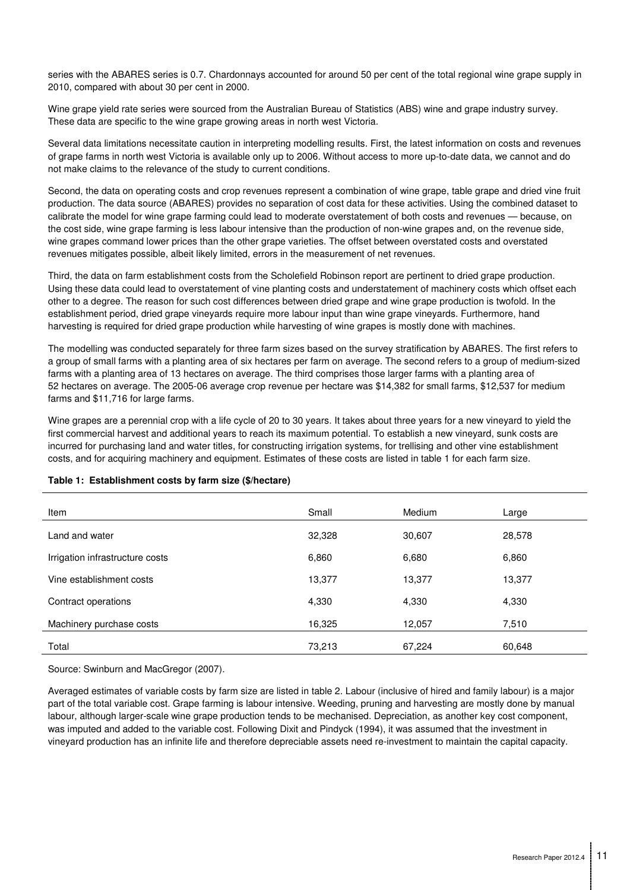series with the ABARES series is 0.7. Chardonnays accounted for around 50 per cent of the total regional wine grape supply in 2010, compared with about 30 per cent in 2000.

Wine grape yield rate series were sourced from the Australian Bureau of Statistics (ABS) wine and grape industry survey. These data are specific to the wine grape growing areas in north west Victoria.

Several data limitations necessitate caution in interpreting modelling results. First, the latest information on costs and revenues of grape farms in north west Victoria is available only up to 2006. Without access to more up-to-date data, we cannot and do not make claims to the relevance of the study to current conditions.

Second, the data on operating costs and crop revenues represent a combination of wine grape, table grape and dried vine fruit production. The data source (ABARES) provides no separation of cost data for these activities. Using the combined dataset to calibrate the model for wine grape farming could lead to moderate overstatement of both costs and revenues — because, on the cost side, wine grape farming is less labour intensive than the production of non-wine grapes and, on the revenue side, wine grapes command lower prices than the other grape varieties. The offset between overstated costs and overstated revenues mitigates possible, albeit likely limited, errors in the measurement of net revenues.

Third, the data on farm establishment costs from the Scholefield Robinson report are pertinent to dried grape production. Using these data could lead to overstatement of vine planting costs and understatement of machinery costs which offset each other to a degree. The reason for such cost differences between dried grape and wine grape production is twofold. In the establishment period, dried grape vineyards require more labour input than wine grape vineyards. Furthermore, hand harvesting is required for dried grape production while harvesting of wine grapes is mostly done with machines.

The modelling was conducted separately for three farm sizes based on the survey stratification by ABARES. The first refers to a group of small farms with a planting area of six hectares per farm on average. The second refers to a group of medium-sized farms with a planting area of 13 hectares on average. The third comprises those larger farms with a planting area of 52 hectares on average. The 2005-06 average crop revenue per hectare was $14,382 for small farms, $12,537 for medium farms and $11,716 for large farms.

Wine grapes are a perennial crop with a life cycle of 20 to 30 years. It takes about three years for a new vineyard to yield the first commercial harvest and additional years to reach its maximum potential. To establish a new vineyard, sunk costs are incurred for purchasing land and water titles, for constructing irrigation systems, for trellising and other vine establishment costs, and for acquiring machinery and equipment. Estimates of these costs are listed in table 1 for each farm size.

**Table 1: Establishment costs by farm size ($/hectare)**

| Item | Small | Medium | Large |
|---|---|---|---|
| Land and water | 32,328 | 30,607 | 28,578 |
| Irrigation infrastructure costs | 6,860 | 6,680 | 6,860 |
| Vine establishment costs | 13,377 | 13,377 | 13,377 |
| Contract operations | 4,330 | 4,330 | 4,330 |
| Machinery purchase costs | 16,325 | 12,057 | 7,510 |
| Total | 73,213 | 67,224 | 60,648 |

Source: Swinburn and MacGregor (2007).

Averaged estimates of variable costs by farm size are listed in table 2. Labour (inclusive of hired and family labour) is a major part of the total variable cost. Grape farming is labour intensive. Weeding, pruning and harvesting are mostly done by manual labour, although larger-scale wine grape production tends to be mechanised. Depreciation, as another key cost component, was imputed and added to the variable cost. Following Dixit and Pindyck (1994), it was assumed that the investment in vineyard production has an infinite life and therefore depreciable assets need re-investment to maintain the capital capacity.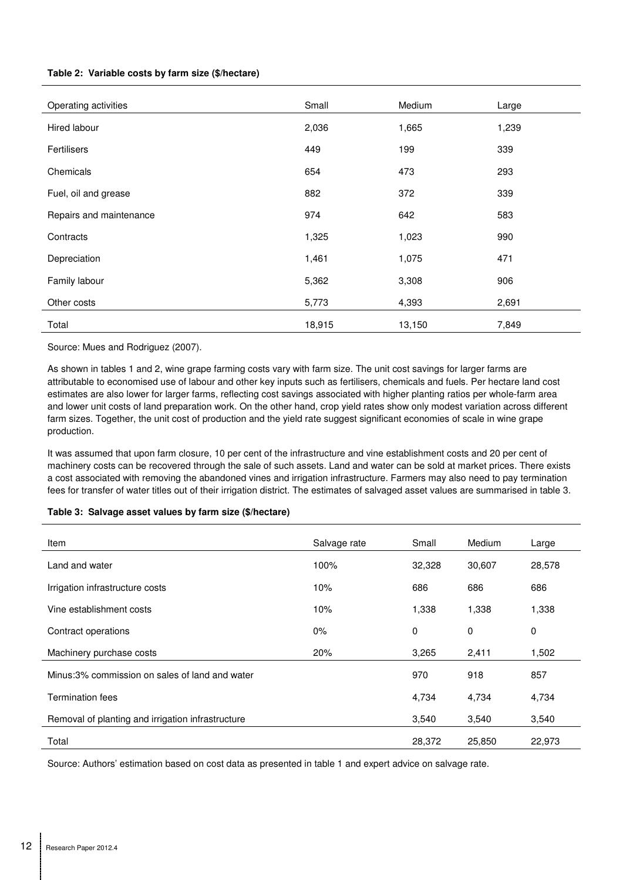**Table 2: Variable costs by farm size ($/hectare)**

| Operating activities | Small | Medium | Large |
|---|---|---|---|
| Hired labour | 2,036 | 1,665 | 1,239 |
| Fertilisers | 449 | 199 | 339 |
| Chemicals | 654 | 473 | 293 |
| Fuel, oil and grease | 882 | 372 | 339 |
| Repairs and maintenance | 974 | 642 | 583 |
| Contracts | 1,325 | 1,023 | 990 |
| Depreciation | 1,461 | 1,075 | 471 |
| Family labour | 5,362 | 3,308 | 906 |
| Other costs | 5,773 | 4,393 | 2,691 |
| Total | 18,915 | 13,150 | 7,849 |

Source: Mues and Rodriguez (2007).

As shown in tables 1 and 2, wine grape farming costs vary with farm size. The unit cost savings for larger farms are attributable to economised use of labour and other key inputs such as fertilisers, chemicals and fuels. Per hectare land cost estimates are also lower for larger farms, reflecting cost savings associated with higher planting ratios per whole-farm area and lower unit costs of land preparation work. On the other hand, crop yield rates show only modest variation across different farm sizes. Together, the unit cost of production and the yield rate suggest significant economies of scale in wine grape production.

It was assumed that upon farm closure, 10 per cent of the infrastructure and vine establishment costs and 20 per cent of machinery costs can be recovered through the sale of such assets. Land and water can be sold at market prices. There exists a cost associated with removing the abandoned vines and irrigation infrastructure. Farmers may also need to pay termination fees for transfer of water titles out of their irrigation district. The estimates of salvaged asset values are summarised in table 3.

**Table 3: Salvage asset values by farm size ($/hectare)**

| Item | Salvage rate | Small | Medium | Large |
|---|---|---|---|---|
| Land and water | 100% | 32,328 | 30,607 | 28,578 |
| Irrigation infrastructure costs | 10% | 686 | 686 | 686 |
| Vine establishment costs | 10% | 1,338 | 1,338 | 1,338 |
| Contract operations | 0% | 0 | 0 | 0 |
| Machinery purchase costs | 20% | 3,265 | 2,411 | 1,502 |
| Minus:3% commission on sales of land and water | | 970 | 918 | 857 |
| Termination fees | | 4,734 | 4,734 | 4,734 |
| Removal of planting and irrigation infrastructure | | 3,540 | 3,540 | 3,540 |
| Total | | 28,372 | 25,850 | 22,973 |

Source: Authors' estimation based on cost data as presented in table 1 and expert advice on salvage rate.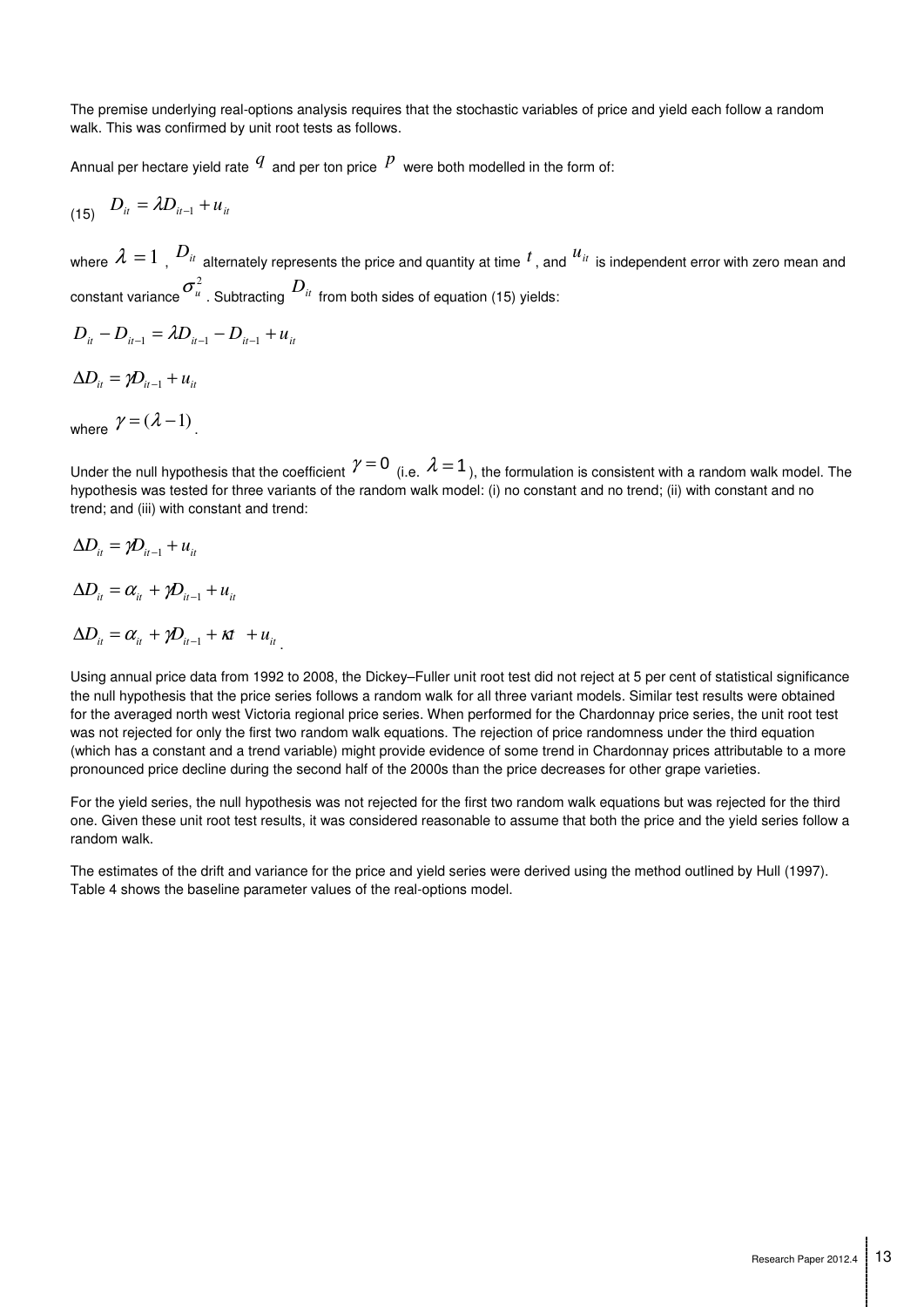The premise underlying real-options analysis requires that the stochastic variables of price and yield each follow a random walk. This was confirmed by unit root tests as follows.

Annual per hectare yield rate $q$ and per ton price $p$ were both modelled in the form of:

$$D_{it} = \lambda D_{it-1} + u_{it} \tag{15}$$

where $\lambda = 1$, $D_{it}$ alternately represents the price and quantity at time $t$, and $u_{it}$ is independent error with zero mean and constant variance $\sigma_u^2$. Subtracting $D_{it}$ from both sides of equation (15) yields:

$$D_{it} - D_{it-1} = \lambda D_{it-1} - D_{it-1} + u_{it}$$

$$\Delta D_{it} = \gamma D_{it-1} + u_{it}$$

where $\gamma = (\lambda - 1)$.

Under the null hypothesis that the coefficient $\gamma = 0$ (i.e. $\lambda = 1$), the formulation is consistent with a random walk model. The hypothesis was tested for three variants of the random walk model: (i) no constant and no trend; (ii) with constant and no trend; and (iii) with constant and trend:

$$\Delta D_{it} = \gamma D_{it-1} + u_{it}$$

$$\Delta D_{it} = \alpha_{it} + \gamma D_{it-1} + u_{it}$$

$$\Delta D_{it} = \alpha_{it} + \gamma D_{it-1} + \kappa t + u_{it}.$$

Using annual price data from 1992 to 2008, the Dickey–Fuller unit root test did not reject at 5 per cent of statistical significance the null hypothesis that the price series follows a random walk for all three variant models. Similar test results were obtained for the averaged north west Victoria regional price series. When performed for the Chardonnay price series, the unit root test was not rejected for only the first two random walk equations. The rejection of price randomness under the third equation (which has a constant and a trend variable) might provide evidence of some trend in Chardonnay prices attributable to a more pronounced price decline during the second half of the 2000s than the price decreases for other grape varieties.

For the yield series, the null hypothesis was not rejected for the first two random walk equations but was rejected for the third one. Given these unit root test results, it was considered reasonable to assume that both the price and the yield series follow a random walk.

The estimates of the drift and variance for the price and yield series were derived using the method outlined by Hull (1997). Table 4 shows the baseline parameter values of the real-options model.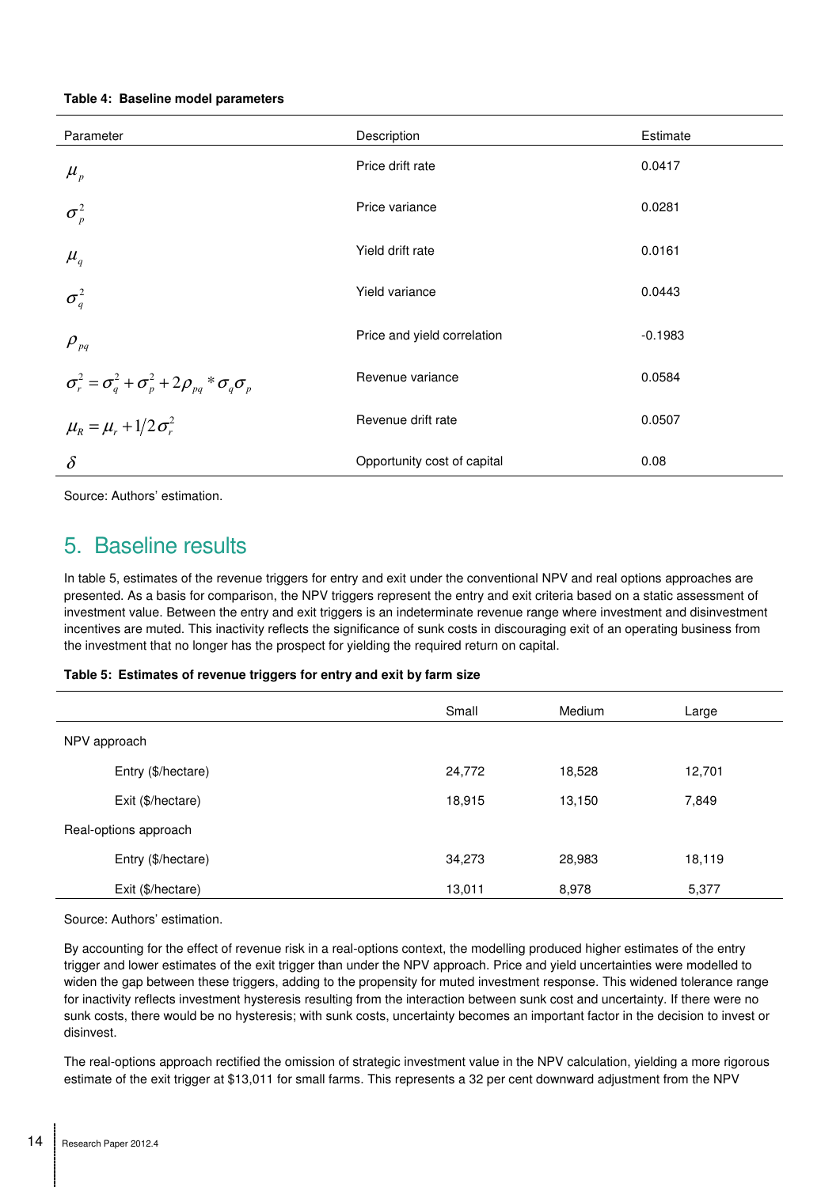**Table 4: Baseline model parameters**

| Parameter | Description | Estimate |
|---|---|---|
| $\mu_p$ | Price drift rate | 0.0417 |
| $\sigma_p^2$ | Price variance | 0.0281 |
| $\mu_q$ | Yield drift rate | 0.0161 |
| $\sigma_q^2$ | Yield variance | 0.0443 |
| $\rho_{pq}$ | Price and yield correlation | -0.1983 |
| $\sigma_r^2 = \sigma_q^2 + \sigma_p^2 + 2\rho_{pq} * \sigma_q \sigma_p$ | Revenue variance | 0.0584 |
| $\mu_R = \mu_r + 1/2\sigma_r^2$ | Revenue drift rate | 0.0507 |
| $\delta$ | Opportunity cost of capital | 0.08 |

Source: Authors' estimation.

## 5. Baseline results

In table 5, estimates of the revenue triggers for entry and exit under the conventional NPV and real options approaches are presented. As a basis for comparison, the NPV triggers represent the entry and exit criteria based on a static assessment of investment value. Between the entry and exit triggers is an indeterminate revenue range where investment and disinvestment incentives are muted. This inactivity reflects the significance of sunk costs in discouraging exit of an operating business from the investment that no longer has the prospect for yielding the required return on capital.

**Table 5: Estimates of revenue triggers for entry and exit by farm size**

| | Small | Medium | Large |
|---|---|---|---|
| NPV approach | | | |
| Entry ($/hectare) | 24,772 | 18,528 | 12,701 |
| Exit ($/hectare) | 18,915 | 13,150 | 7,849 |
| Real-options approach | | | |
| Entry ($/hectare) | 34,273 | 28,983 | 18,119 |
| Exit ($/hectare) | 13,011 | 8,978 | 5,377 |

Source: Authors' estimation.

By accounting for the effect of revenue risk in a real-options context, the modelling produced higher estimates of the entry trigger and lower estimates of the exit trigger than under the NPV approach. Price and yield uncertainties were modelled to widen the gap between these triggers, adding to the propensity for muted investment response. This widened tolerance range for inactivity reflects investment hysteresis resulting from the interaction between sunk cost and uncertainty. If there were no sunk costs, there would be no hysteresis; with sunk costs, uncertainty becomes an important factor in the decision to invest or disinvest.

The real-options approach rectified the omission of strategic investment value in the NPV calculation, yielding a more rigorous estimate of the exit trigger at $13,011 for small farms. This represents a 32 per cent downward adjustment from the NPV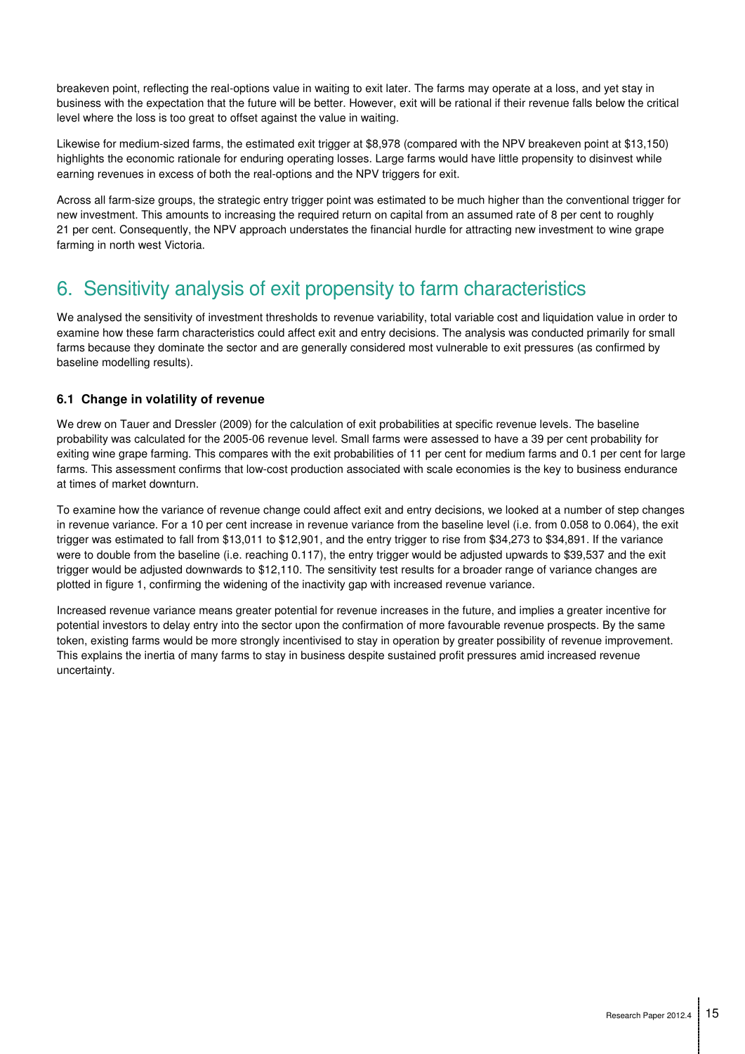breakeven point, reflecting the real-options value in waiting to exit later. The farms may operate at a loss, and yet stay in business with the expectation that the future will be better. However, exit will be rational if their revenue falls below the critical level where the loss is too great to offset against the value in waiting.

Likewise for medium-sized farms, the estimated exit trigger at $8,978 (compared with the NPV breakeven point at $13,150) highlights the economic rationale for enduring operating losses. Large farms would have little propensity to disinvest while earning revenues in excess of both the real-options and the NPV triggers for exit.

Across all farm-size groups, the strategic entry trigger point was estimated to be much higher than the conventional trigger for new investment. This amounts to increasing the required return on capital from an assumed rate of 8 per cent to roughly 21 per cent. Consequently, the NPV approach understates the financial hurdle for attracting new investment to wine grape farming in north west Victoria.

# 6. Sensitivity analysis of exit propensity to farm characteristics

We analysed the sensitivity of investment thresholds to revenue variability, total variable cost and liquidation value in order to examine how these farm characteristics could affect exit and entry decisions. The analysis was conducted primarily for small farms because they dominate the sector and are generally considered most vulnerable to exit pressures (as confirmed by baseline modelling results).

### 6.1 Change in volatility of revenue

We drew on Tauer and Dressler (2009) for the calculation of exit probabilities at specific revenue levels. The baseline probability was calculated for the 2005-06 revenue level. Small farms were assessed to have a 39 per cent probability for exiting wine grape farming. This compares with the exit probabilities of 11 per cent for medium farms and 0.1 per cent for large farms. This assessment confirms that low-cost production associated with scale economies is the key to business endurance at times of market downturn.

To examine how the variance of revenue change could affect exit and entry decisions, we looked at a number of step changes in revenue variance. For a 10 per cent increase in revenue variance from the baseline level (i.e. from 0.058 to 0.064), the exit trigger was estimated to fall from $13,011 to $12,901, and the entry trigger to rise from $34,273 to $34,891. If the variance were to double from the baseline (i.e. reaching 0.117), the entry trigger would be adjusted upwards to $39,537 and the exit trigger would be adjusted downwards to $12,110. The sensitivity test results for a broader range of variance changes are plotted in figure 1, confirming the widening of the inactivity gap with increased revenue variance.

Increased revenue variance means greater potential for revenue increases in the future, and implies a greater incentive for potential investors to delay entry into the sector upon the confirmation of more favourable revenue prospects. By the same token, existing farms would be more strongly incentivised to stay in operation by greater possibility of revenue improvement. This explains the inertia of many farms to stay in business despite sustained profit pressures amid increased revenue uncertainty.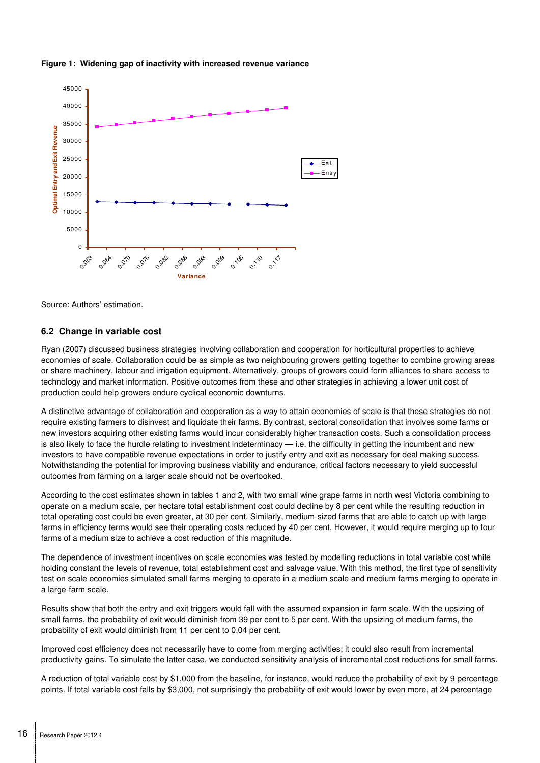**Figure 1: Widening gap of inactivity with increased revenue variance**

Source: Authors' estimation.

### 6.2 Change in variable cost

Ryan (2007) discussed business strategies involving collaboration and cooperation for horticultural properties to achieve economies of scale. Collaboration could be as simple as two neighbouring growers getting together to combine growing areas or share machinery, labour and irrigation equipment. Alternatively, groups of growers could form alliances to share access to technology and market information. Positive outcomes from these and other strategies in achieving a lower unit cost of production could help growers endure cyclical economic downturns.

A distinctive advantage of collaboration and cooperation as a way to attain economies of scale is that these strategies do not require existing farmers to disinvest and liquidate their farms. By contrast, sectoral consolidation that involves some farms or new investors acquiring other existing farms would incur considerably higher transaction costs. Such a consolidation process is also likely to face the hurdle relating to investment indeterminacy — i.e. the difficulty in getting the incumbent and new investors to have compatible revenue expectations in order to justify entry and exit as necessary for deal making success. Notwithstanding the potential for improving business viability and endurance, critical factors necessary to yield successful outcomes from farming on a larger scale should not be overlooked.

According to the cost estimates shown in tables 1 and 2, with two small wine grape farms in north west Victoria combining to operate on a medium scale, per hectare total establishment cost could decline by 8 per cent while the resulting reduction in total operating cost could be even greater, at 30 per cent. Similarly, medium-sized farms that are able to catch up with large farms in efficiency terms would see their operating costs reduced by 40 per cent. However, it would require merging up to four farms of a medium size to achieve a cost reduction of this magnitude.

The dependence of investment incentives on scale economies was tested by modelling reductions in total variable cost while holding constant the levels of revenue, total establishment cost and salvage value. With this method, the first type of sensitivity test on scale economies simulated small farms merging to operate in a medium scale and medium farms merging to operate in a large-farm scale.

Results show that both the entry and exit triggers would fall with the assumed expansion in farm scale. With the upsizing of small farms, the probability of exit would diminish from 39 per cent to 5 per cent. With the upsizing of medium farms, the probability of exit would diminish from 11 per cent to 0.04 per cent.

Improved cost efficiency does not necessarily have to come from merging activities; it could also result from incremental productivity gains. To simulate the latter case, we conducted sensitivity analysis of incremental cost reductions for small farms.

A reduction of total variable cost by $1,000 from the baseline, for instance, would reduce the probability of exit by 9 percentage points. If total variable cost falls by $3,000, not surprisingly the probability of exit would lower by even more, at 24 percentage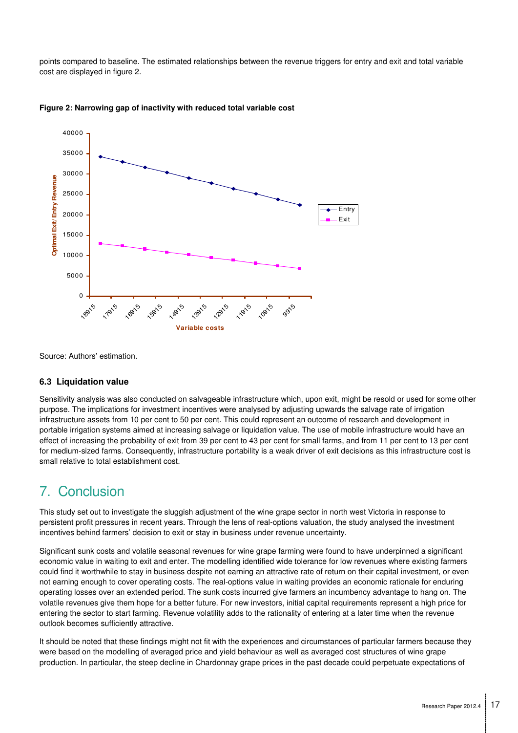points compared to baseline. The estimated relationships between the revenue triggers for entry and exit and total variable cost are displayed in figure 2.

**Figure 2: Narrowing gap of inactivity with reduced total variable cost**

Source: Authors' estimation.

### 6.3 Liquidation value

Sensitivity analysis was also conducted on salvageable infrastructure which, upon exit, might be resold or used for some other purpose. The implications for investment incentives were analysed by adjusting upwards the salvage rate of irrigation infrastructure assets from 10 per cent to 50 per cent. This could represent an outcome of research and development in portable irrigation systems aimed at increasing salvage or liquidation value. The use of mobile infrastructure would have an effect of increasing the probability of exit from 39 per cent to 43 per cent for small farms, and from 11 per cent to 13 per cent for medium-sized farms. Consequently, infrastructure portability is a weak driver of exit decisions as this infrastructure cost is small relative to total establishment cost.

## 7. Conclusion

This study set out to investigate the sluggish adjustment of the wine grape sector in north west Victoria in response to persistent profit pressures in recent years. Through the lens of real-options valuation, the study analysed the investment incentives behind farmers' decision to exit or stay in business under revenue uncertainty.

Significant sunk costs and volatile seasonal revenues for wine grape farming were found to have underpinned a significant economic value in waiting to exit and enter. The modelling identified wide tolerance for low revenues where existing farmers could find it worthwhile to stay in business despite not earning an attractive rate of return on their capital investment, or even not earning enough to cover operating costs. The real-options value in waiting provides an economic rationale for enduring operating losses over an extended period. The sunk costs incurred give farmers an incumbency advantage to hang on. The volatile revenues give them hope for a better future. For new investors, initial capital requirements represent a high price for entering the sector to start farming. Revenue volatility adds to the rationality of entering at a later time when the revenue outlook becomes sufficiently attractive.

It should be noted that these findings might not fit with the experiences and circumstances of particular farmers because they were based on the modelling of averaged price and yield behaviour as well as averaged cost structures of wine grape production. In particular, the steep decline in Chardonnay grape prices in the past decade could perpetuate expectations of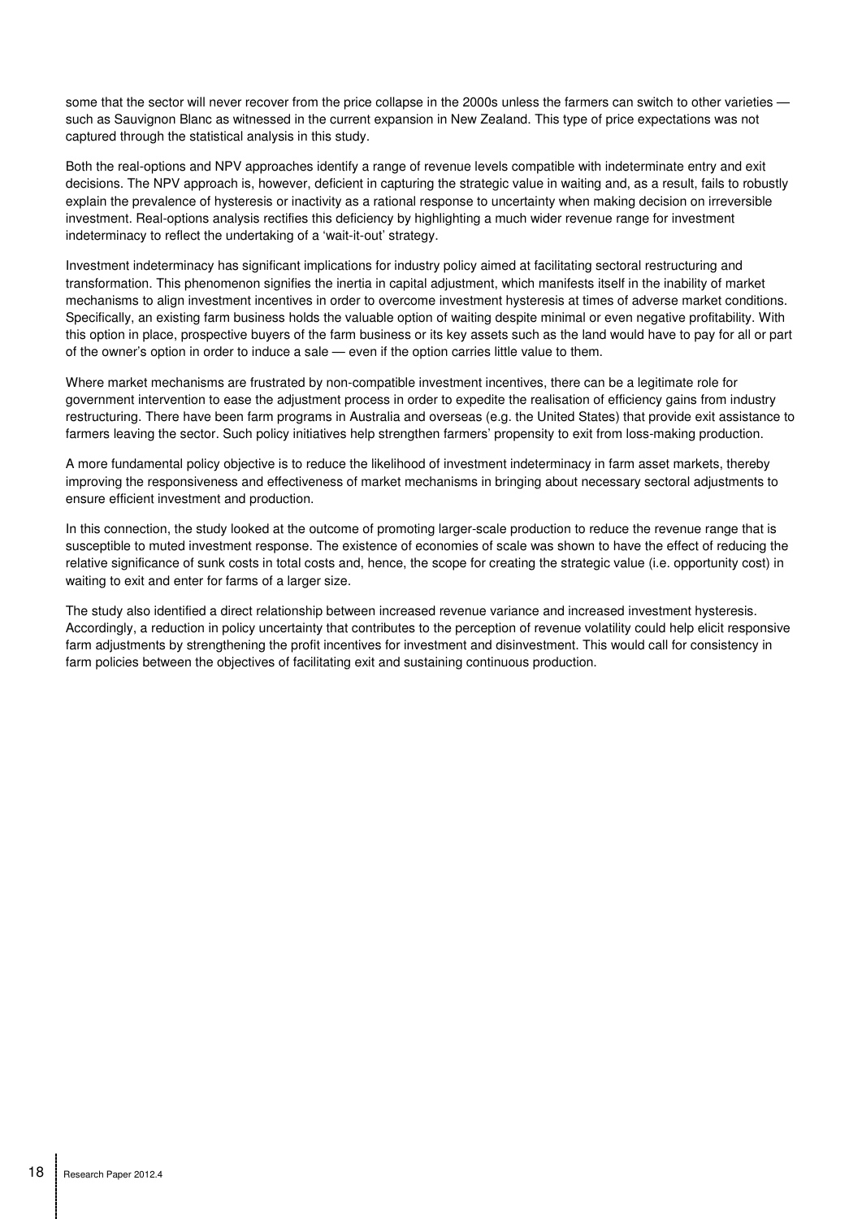some that the sector will never recover from the price collapse in the 2000s unless the farmers can switch to other varieties — such as Sauvignon Blanc as witnessed in the current expansion in New Zealand. This type of price expectations was not captured through the statistical analysis in this study.

Both the real-options and NPV approaches identify a range of revenue levels compatible with indeterminate entry and exit decisions. The NPV approach is, however, deficient in capturing the strategic value in waiting and, as a result, fails to robustly explain the prevalence of hysteresis or inactivity as a rational response to uncertainty when making decision on irreversible investment. Real-options analysis rectifies this deficiency by highlighting a much wider revenue range for investment indeterminacy to reflect the undertaking of a 'wait-it-out' strategy.

Investment indeterminacy has significant implications for industry policy aimed at facilitating sectoral restructuring and transformation. This phenomenon signifies the inertia in capital adjustment, which manifests itself in the inability of market mechanisms to align investment incentives in order to overcome investment hysteresis at times of adverse market conditions. Specifically, an existing farm business holds the valuable option of waiting despite minimal or even negative profitability. With this option in place, prospective buyers of the farm business or its key assets such as the land would have to pay for all or part of the owner's option in order to induce a sale — even if the option carries little value to them.

Where market mechanisms are frustrated by non-compatible investment incentives, there can be a legitimate role for government intervention to ease the adjustment process in order to expedite the realisation of efficiency gains from industry restructuring. There have been farm programs in Australia and overseas (e.g. the United States) that provide exit assistance to farmers leaving the sector. Such policy initiatives help strengthen farmers' propensity to exit from loss-making production.

A more fundamental policy objective is to reduce the likelihood of investment indeterminacy in farm asset markets, thereby improving the responsiveness and effectiveness of market mechanisms in bringing about necessary sectoral adjustments to ensure efficient investment and production.

In this connection, the study looked at the outcome of promoting larger-scale production to reduce the revenue range that is susceptible to muted investment response. The existence of economies of scale was shown to have the effect of reducing the relative significance of sunk costs in total costs and, hence, the scope for creating the strategic value (i.e. opportunity cost) in waiting to exit and enter for farms of a larger size.

The study also identified a direct relationship between increased revenue variance and increased investment hysteresis. Accordingly, a reduction in policy uncertainty that contributes to the perception of revenue volatility could help elicit responsive farm adjustments by strengthening the profit incentives for investment and disinvestment. This would call for consistency in farm policies between the objectives of facilitating exit and sustaining continuous production.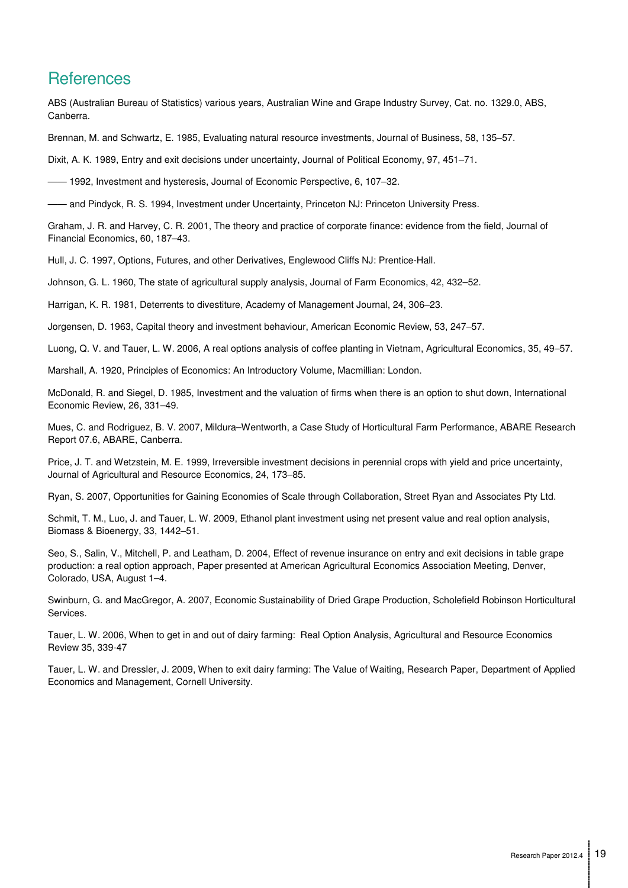# References

ABS (Australian Bureau of Statistics) various years, Australian Wine and Grape Industry Survey, Cat. no. 1329.0, ABS, Canberra.

Brennan, M. and Schwartz, E. 1985, Evaluating natural resource investments, Journal of Business, 58, 135–57.

Dixit, A. K. 1989, Entry and exit decisions under uncertainty, Journal of Political Economy, 97, 451–71.

—— 1992, Investment and hysteresis, Journal of Economic Perspective, 6, 107–32.

—— and Pindyck, R. S. 1994, Investment under Uncertainty, Princeton NJ: Princeton University Press.

Graham, J. R. and Harvey, C. R. 2001, The theory and practice of corporate finance: evidence from the field, Journal of Financial Economics, 60, 187–43.

Hull, J. C. 1997, Options, Futures, and other Derivatives, Englewood Cliffs NJ: Prentice-Hall.

Johnson, G. L. 1960, The state of agricultural supply analysis, Journal of Farm Economics, 42, 432–52.

Harrigan, K. R. 1981, Deterrents to divestiture, Academy of Management Journal, 24, 306–23.

Jorgensen, D. 1963, Capital theory and investment behaviour, American Economic Review, 53, 247–57.

Luong, Q. V. and Tauer, L. W. 2006, A real options analysis of coffee planting in Vietnam, Agricultural Economics, 35, 49–57.

Marshall, A. 1920, Principles of Economics: An Introductory Volume, Macmillian: London.

McDonald, R. and Siegel, D. 1985, Investment and the valuation of firms when there is an option to shut down, International Economic Review, 26, 331–49.

Mues, C. and Rodriguez, B. V. 2007, Mildura–Wentworth, a Case Study of Horticultural Farm Performance, ABARE Research Report 07.6, ABARE, Canberra.

Price, J. T. and Wetzstein, M. E. 1999, Irreversible investment decisions in perennial crops with yield and price uncertainty, Journal of Agricultural and Resource Economics, 24, 173–85.

Ryan, S. 2007, Opportunities for Gaining Economies of Scale through Collaboration, Street Ryan and Associates Pty Ltd.

Schmit, T. M., Luo, J. and Tauer, L. W. 2009, Ethanol plant investment using net present value and real option analysis, Biomass & Bioenergy, 33, 1442–51.

Seo, S., Salin, V., Mitchell, P. and Leatham, D. 2004, Effect of revenue insurance on entry and exit decisions in table grape production: a real option approach, Paper presented at American Agricultural Economics Association Meeting, Denver, Colorado, USA, August 1–4.

Swinburn, G. and MacGregor, A. 2007, Economic Sustainability of Dried Grape Production, Scholefield Robinson Horticultural Services.

Tauer, L. W. 2006, When to get in and out of dairy farming: Real Option Analysis, Agricultural and Resource Economics Review 35, 339-47

Tauer, L. W. and Dressler, J. 2009, When to exit dairy farming: The Value of Waiting, Research Paper, Department of Applied Economics and Management, Cornell University.